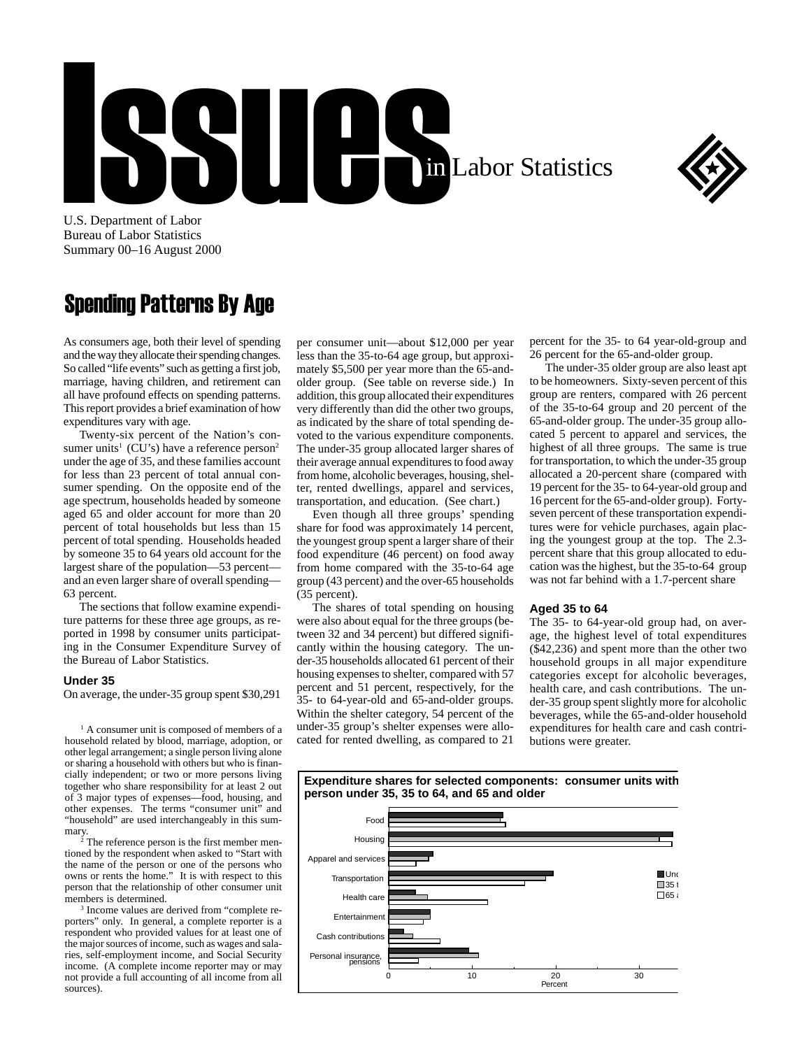# Issues in Labor Statistics

U.S. Department of Labor
Bureau of Labor Statistics
Summary 00–16 August 2000

## Spending Patterns By Age

As consumers age, both their level of spending and the way they allocate their spending changes. So called "life events" such as getting a first job, marriage, having children, and retirement can all have profound effects on spending patterns. This report provides a brief examination of how expenditures vary with age.

Twenty-six percent of the Nation's consumer units[1] (CU's) have a reference person[2] under the age of 35, and these families account for less than 23 percent of total annual consumer spending. On the opposite end of the age spectrum, households headed by someone aged 65 and older account for more than 20 percent of total households but less than 15 percent of total spending. Households headed by someone 35 to 64 years old account for the largest share of the population—53 percent—and an even larger share of overall spending—63 percent.

The sections that follow examine expenditure patterns for these three age groups, as reported in 1998 by consumer units participating in the Consumer Expenditure Survey of the Bureau of Labor Statistics.

### Under 35

On average, the under-35 group spent $30,291 per consumer unit—about $12,000 per year less than the 35-to-64 age group, but approximately $5,500 per year more than the 65-and-older group. (See table on reverse side.) In addition, this group allocated their expenditures very differently than did the other two groups, as indicated by the share of total spending devoted to the various expenditure components. The under-35 group allocated larger shares of their average annual expenditures to food away from home, alcoholic beverages, housing, shelter, rented dwellings, apparel and services, transportation, and education. (See chart.)

Even though all three groups' spending share for food was approximately 14 percent, the youngest group spent a larger share of their food expenditure (46 percent) on food away from home compared with the 35-to-64 age group (43 percent) and the over-65 households (35 percent).

The shares of total spending on housing were also about equal for the three groups (between 32 and 34 percent) but differed significantly within the housing category. The under-35 households allocated 61 percent of their housing expenses to shelter, compared with 57 percent and 51 percent, respectively, for the 35- to 64-year-old and 65-and-older groups. Within the shelter category, 54 percent of the under-35 group's shelter expenses were allocated for rented dwelling, as compared to 21 percent for the 35- to 64 year-old-group and 26 percent for the 65-and-older group.

The under-35 older group are also least apt to be homeowners. Sixty-seven percent of this group are renters, compared with 26 percent of the 35-to-64 group and 20 percent of the 65-and-older group. The under-35 group allocated 5 percent to apparel and services, the highest of all three groups. The same is true for transportation, to which the under-35 group allocated a 20-percent share (compared with 19 percent for the 35- to 64-year-old group and 16 percent for the 65-and-older group). Forty-seven percent of these transportation expenditures were for vehicle purchases, again placing the youngest group at the top. The 2.3-percent share that this group allocated to education was the highest, but the 35-to-64 group was not far behind with a 1.7-percent share

### Aged 35 to 64

The 35- to 64-year-old group had, on average, the highest level of total expenditures ($42,236) and spent more than the other two household groups in all major expenditure categories except for alcoholic beverages, health care, and cash contributions. The under-35 group spent slightly more for alcoholic beverages, while the 65-and-older household expenditures for health care and cash contributions were greater.

**Expenditure shares for selected components: consumer units with person under 35, 35 to 64, and 65 and older**

[1] A consumer unit is composed of members of a household related by blood, marriage, adoption, or other legal arrangement; a single person living alone or sharing a household with others but who is financially independent; or two or more persons living together who share responsibility for at least 2 out of 3 major types of expenses—food, housing, and other expenses. The terms "consumer unit" and "household" are used interchangeably in this summary.

[2] The reference person is the first member mentioned by the respondent when asked to "Start with the name of the person or one of the persons who owns or rents the home." It is with respect to this person that the relationship of other consumer unit members is determined.

[3] Income values are derived from "complete reporters" only. In general, a complete reporter is a respondent who provided values for at least one of the major sources of income, such as wages and salaries, self-employment income, and Social Security income. (A complete income reporter may or may not provide a full accounting of all income from all sources).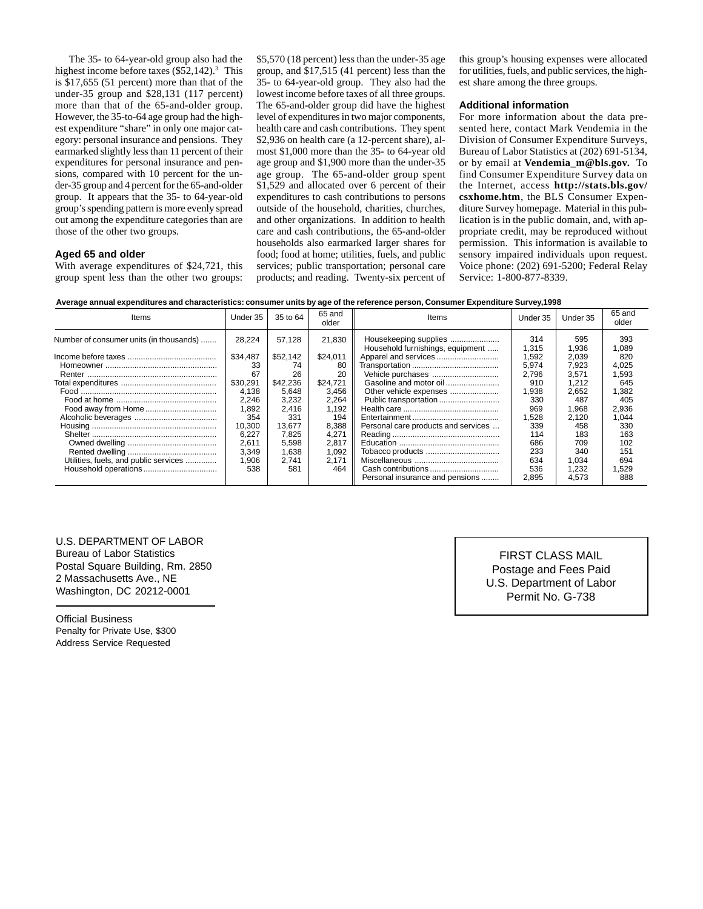The 35- to 64-year-old group also had the highest income before taxes ($52,142).[3] This is $17,655 (51 percent) more than that of the under-35 group and $28,131 (117 percent) more than that of the 65-and-older group. However, the 35-to-64 age group had the highest expenditure "share" in only one major category: personal insurance and pensions. They earmarked slightly less than 11 percent of their expenditures for personal insurance and pensions, compared with 10 percent for the under-35 group and 4 percent for the 65-and-older group. It appears that the 35- to 64-year-old group's spending pattern is more evenly spread out among the expenditure categories than are those of the other two groups.

### Aged 65 and older

With average expenditures of $24,721, this group spent less than the other two groups: $5,570 (18 percent) less than the under-35 age group, and $17,515 (41 percent) less than the 35- to 64-year-old group. They also had the lowest income before taxes of all three groups. The 65-and-older group did have the highest level of expenditures in two major components, health care and cash contributions. They spent $2,936 on health care (a 12-percent share), almost $1,000 more than the 35- to 64-year old age group and $1,900 more than the under-35 age group. The 65-and-older group spent $1,529 and allocated over 6 percent of their expenditures to cash contributions to persons outside of the household, charities, churches, and other organizations. In addition to health care and cash contributions, the 65-and-older households also earmarked larger shares for food; food at home; utilities, fuels, and public services; public transportation; personal care products; and reading. Twenty-six percent of this group's housing expenses were allocated for utilities, fuels, and public services, the highest share among the three groups.

### Additional information

For more information about the data presented here, contact Mark Vendemia in the Division of Consumer Expenditure Surveys, Bureau of Labor Statistics at (202) 691-5134, or by email at **Vendemia_m@bls.gov.** To find Consumer Expenditure Survey data on the Internet, access **http://stats.bls.gov/csxhome.htm**, the BLS Consumer Expenditure Survey homepage. Material in this publication is in the public domain, and, with appropriate credit, may be reproduced without permission. This information is available to sensory impaired individuals upon request. Voice phone: (202) 691-5200; Federal Relay Service: 1-800-877-8339.

**Average annual expenditures and characteristics: consumer units by age of the reference person, Consumer Expenditure Survey,1998**

| Items | Under 35 | 35 to 64 | 65 and older |
|---|---|---|---|
| Number of consumer units (in thousands) | 28,224 | 57,128 | 21,830 |
| Income before taxes | $34,487 | $52,142 | $24,011 |
| Homeowner | 33 | 74 | 80 |
| Renter | 67 | 26 | 20 |
| Total expenditures | $30,291 | $42,236 | $24,721 |
| Food | 4,138 | 5,648 | 3,456 |
| Food at home | 2,246 | 3,232 | 2,264 |
| Food away from Home | 1,892 | 2,416 | 1,192 |
| Alcoholic beverages | 354 | 331 | 194 |
| Housing | 10,300 | 13,677 | 8,388 |
| Shelter | 6,227 | 7,825 | 4,271 |
| Owned dwelling | 2,611 | 5,598 | 2,817 |
| Rented dwelling | 3,349 | 1,638 | 1,092 |
| Utilities, fuels, and public services | 1,906 | 2,741 | 2,171 |
| Household operations | 538 | 581 | 464 |

| Items | Under 35 | Under 35 | 65 and older |
|---|---|---|---|
| Housekeeping supplies | 314 | 595 | 393 |
| Household furnishings, equipment | 1,315 | 1,936 | 1,089 |
| Apparel and services | 1,592 | 2,039 | 820 |
| Transportation | 5,974 | 7,923 | 4,025 |
| Vehicle purchases | 2,796 | 3,571 | 1,593 |
| Gasoline and motor oil | 910 | 1,212 | 645 |
| Other vehicle expenses | 1,938 | 2,652 | 1,382 |
| Public transportation | 330 | 487 | 405 |
| Health care | 969 | 1,968 | 2,936 |
| Entertainment | 1,528 | 2,120 | 1,044 |
| Personal care products and services | 339 | 458 | 330 |
| Reading | 114 | 183 | 163 |
| Education | 686 | 709 | 102 |
| Tobacco products | 233 | 340 | 151 |
| Miscellaneous | 634 | 1,034 | 694 |
| Cash contributions | 536 | 1,232 | 1,529 |
| Personal insurance and pensions | 2,895 | 4,573 | 888 |

U.S. DEPARTMENT OF LABOR
Bureau of Labor Statistics
Postal Square Building, Rm. 2850
2 Massachusetts Ave., NE
Washington, DC 20212-0001

Official Business
Penalty for Private Use, $300
Address Service Requested

FIRST CLASS MAIL
Postage and Fees Paid
U.S. Department of Labor
Permit No. G-738